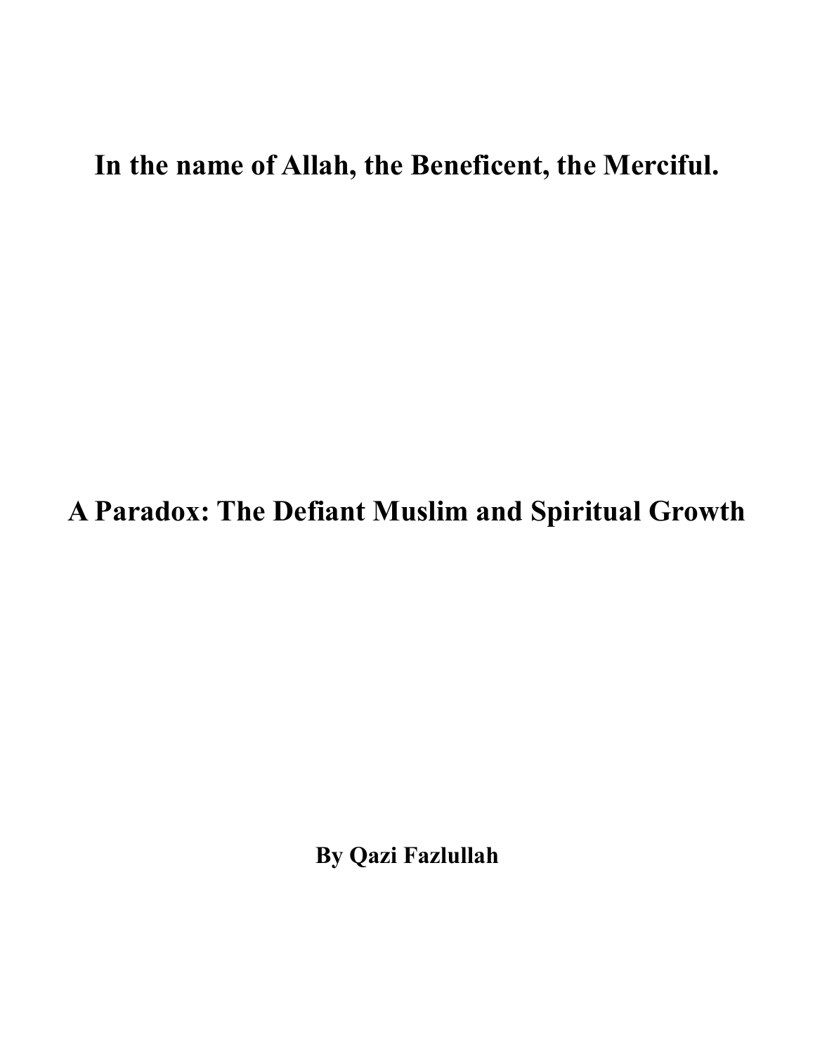**In the name of Allah, the Beneficent, the Merciful.**

# A Paradox: The Defiant Muslim and Spiritual Growth

**By Qazi Fazlullah**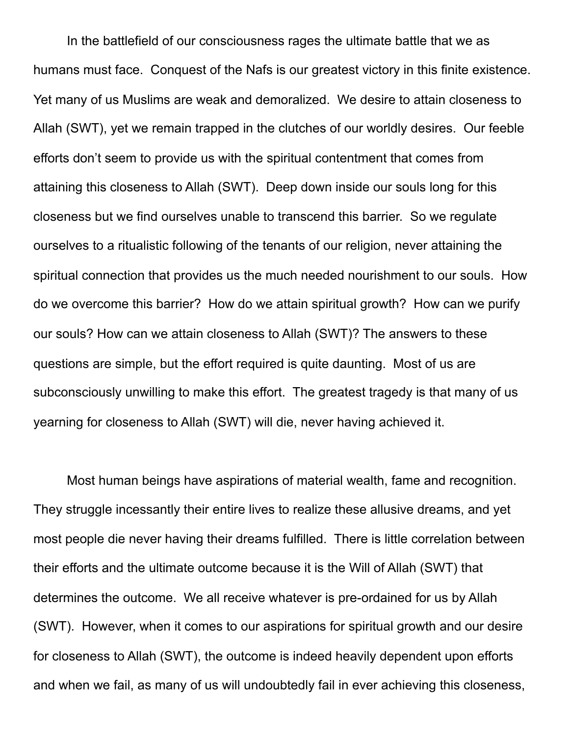In the battlefield of our consciousness rages the ultimate battle that we as humans must face. Conquest of the Nafs is our greatest victory in this finite existence. Yet many of us Muslims are weak and demoralized. We desire to attain closeness to Allah (SWT), yet we remain trapped in the clutches of our worldly desires. Our feeble efforts don't seem to provide us with the spiritual contentment that comes from attaining this closeness to Allah (SWT). Deep down inside our souls long for this closeness but we find ourselves unable to transcend this barrier. So we regulate ourselves to a ritualistic following of the tenants of our religion, never attaining the spiritual connection that provides us the much needed nourishment to our souls. How do we overcome this barrier? How do we attain spiritual growth? How can we purify our souls? How can we attain closeness to Allah (SWT)? The answers to these questions are simple, but the effort required is quite daunting. Most of us are subconsciously unwilling to make this effort. The greatest tragedy is that many of us yearning for closeness to Allah (SWT) will die, never having achieved it.

Most human beings have aspirations of material wealth, fame and recognition. They struggle incessantly their entire lives to realize these allusive dreams, and yet most people die never having their dreams fulfilled. There is little correlation between their efforts and the ultimate outcome because it is the Will of Allah (SWT) that determines the outcome. We all receive whatever is pre-ordained for us by Allah (SWT). However, when it comes to our aspirations for spiritual growth and our desire for closeness to Allah (SWT), the outcome is indeed heavily dependent upon efforts and when we fail, as many of us will undoubtedly fail in ever achieving this closeness,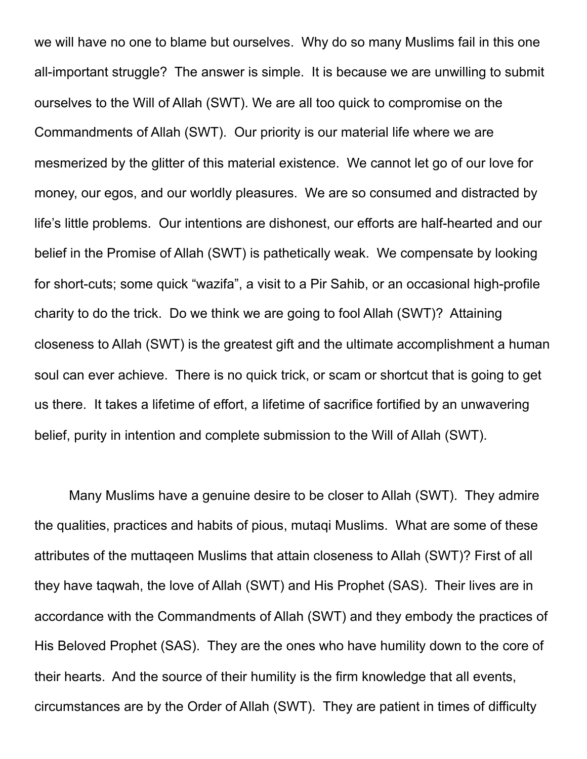we will have no one to blame but ourselves. Why do so many Muslims fail in this one all-important struggle? The answer is simple. It is because we are unwilling to submit ourselves to the Will of Allah (SWT). We are all too quick to compromise on the Commandments of Allah (SWT). Our priority is our material life where we are mesmerized by the glitter of this material existence. We cannot let go of our love for money, our egos, and our worldly pleasures. We are so consumed and distracted by life's little problems. Our intentions are dishonest, our efforts are half-hearted and our belief in the Promise of Allah (SWT) is pathetically weak. We compensate by looking for short-cuts; some quick "wazifa", a visit to a Pir Sahib, or an occasional high-profile charity to do the trick. Do we think we are going to fool Allah (SWT)? Attaining closeness to Allah (SWT) is the greatest gift and the ultimate accomplishment a human soul can ever achieve. There is no quick trick, or scam or shortcut that is going to get us there. It takes a lifetime of effort, a lifetime of sacrifice fortified by an unwavering belief, purity in intention and complete submission to the Will of Allah (SWT).

Many Muslims have a genuine desire to be closer to Allah (SWT). They admire the qualities, practices and habits of pious, mutaqi Muslims. What are some of these attributes of the muttaqeen Muslims that attain closeness to Allah (SWT)? First of all they have taqwah, the love of Allah (SWT) and His Prophet (SAS). Their lives are in accordance with the Commandments of Allah (SWT) and they embody the practices of His Beloved Prophet (SAS). They are the ones who have humility down to the core of their hearts. And the source of their humility is the firm knowledge that all events, circumstances are by the Order of Allah (SWT). They are patient in times of difficulty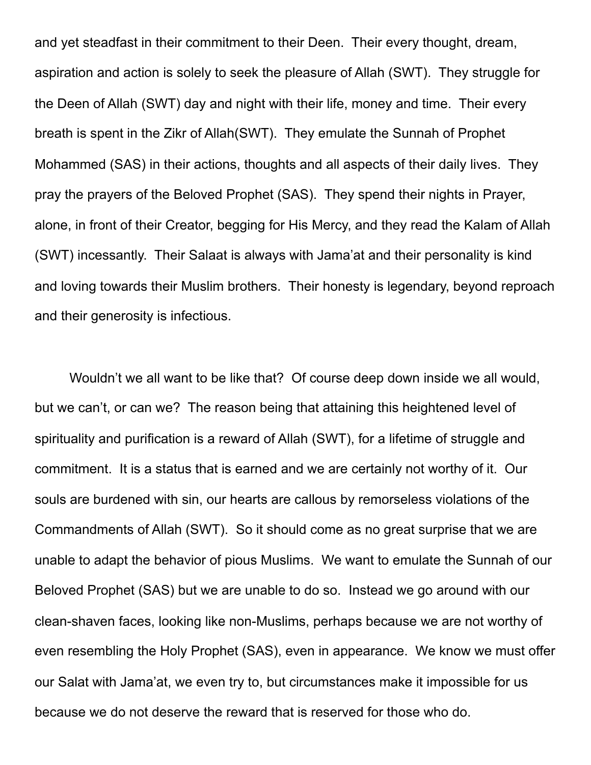and yet steadfast in their commitment to their Deen. Their every thought, dream, aspiration and action is solely to seek the pleasure of Allah (SWT). They struggle for the Deen of Allah (SWT) day and night with their life, money and time. Their every breath is spent in the Zikr of Allah(SWT). They emulate the Sunnah of Prophet Mohammed (SAS) in their actions, thoughts and all aspects of their daily lives. They pray the prayers of the Beloved Prophet (SAS). They spend their nights in Prayer, alone, in front of their Creator, begging for His Mercy, and they read the Kalam of Allah (SWT) incessantly. Their Salaat is always with Jama'at and their personality is kind and loving towards their Muslim brothers. Their honesty is legendary, beyond reproach and their generosity is infectious.

Wouldn't we all want to be like that? Of course deep down inside we all would, but we can't, or can we? The reason being that attaining this heightened level of spirituality and purification is a reward of Allah (SWT), for a lifetime of struggle and commitment. It is a status that is earned and we are certainly not worthy of it. Our souls are burdened with sin, our hearts are callous by remorseless violations of the Commandments of Allah (SWT). So it should come as no great surprise that we are unable to adapt the behavior of pious Muslims. We want to emulate the Sunnah of our Beloved Prophet (SAS) but we are unable to do so. Instead we go around with our clean-shaven faces, looking like non-Muslims, perhaps because we are not worthy of even resembling the Holy Prophet (SAS), even in appearance. We know we must offer our Salat with Jama'at, we even try to, but circumstances make it impossible for us because we do not deserve the reward that is reserved for those who do.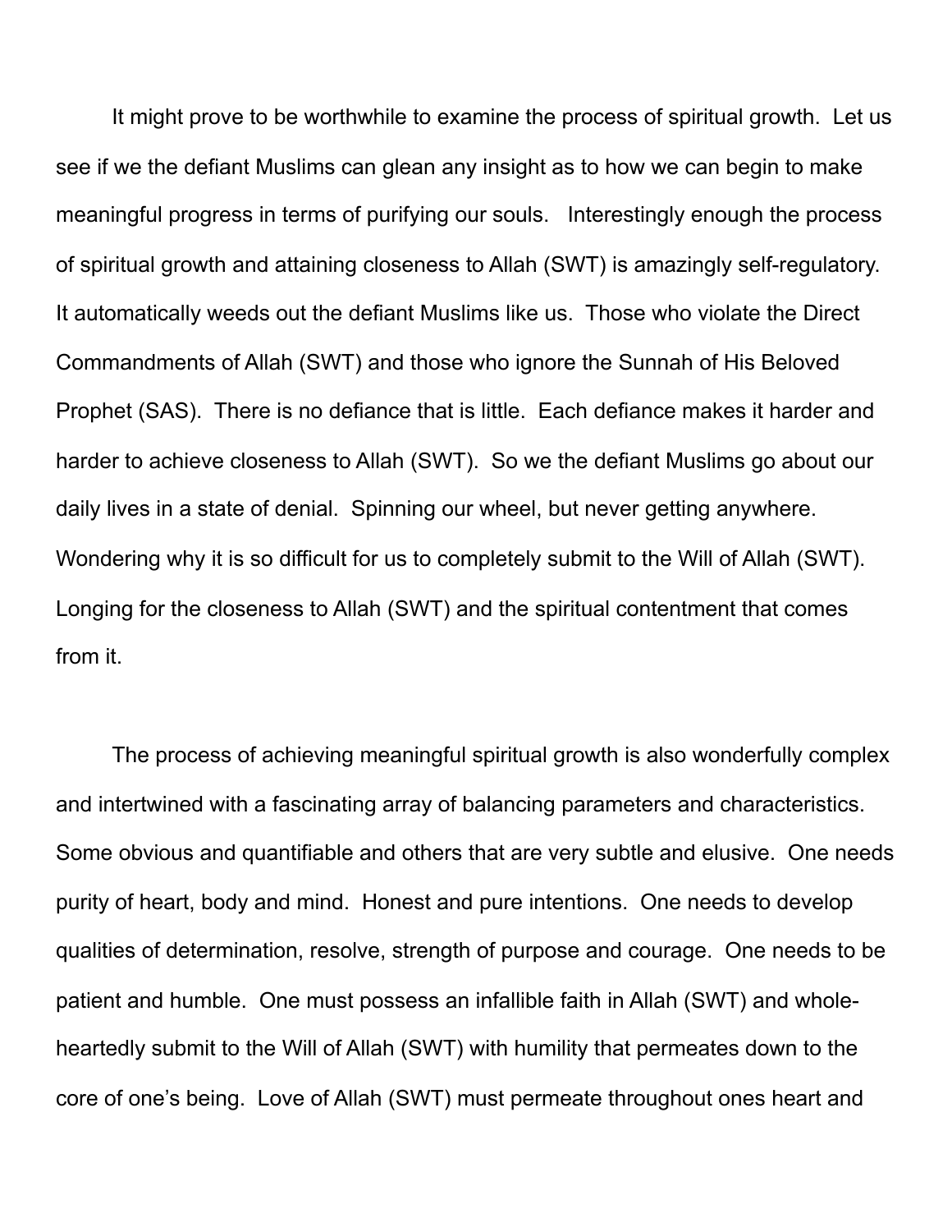It might prove to be worthwhile to examine the process of spiritual growth. Let us see if we the defiant Muslims can glean any insight as to how we can begin to make meaningful progress in terms of purifying our souls. Interestingly enough the process of spiritual growth and attaining closeness to Allah (SWT) is amazingly self-regulatory. It automatically weeds out the defiant Muslims like us. Those who violate the Direct Commandments of Allah (SWT) and those who ignore the Sunnah of His Beloved Prophet (SAS). There is no defiance that is little. Each defiance makes it harder and harder to achieve closeness to Allah (SWT). So we the defiant Muslims go about our daily lives in a state of denial. Spinning our wheel, but never getting anywhere. Wondering why it is so difficult for us to completely submit to the Will of Allah (SWT). Longing for the closeness to Allah (SWT) and the spiritual contentment that comes from it.

The process of achieving meaningful spiritual growth is also wonderfully complex and intertwined with a fascinating array of balancing parameters and characteristics. Some obvious and quantifiable and others that are very subtle and elusive. One needs purity of heart, body and mind. Honest and pure intentions. One needs to develop qualities of determination, resolve, strength of purpose and courage. One needs to be patient and humble. One must possess an infallible faith in Allah (SWT) and whole-heartedly submit to the Will of Allah (SWT) with humility that permeates down to the core of one's being. Love of Allah (SWT) must permeate throughout ones heart and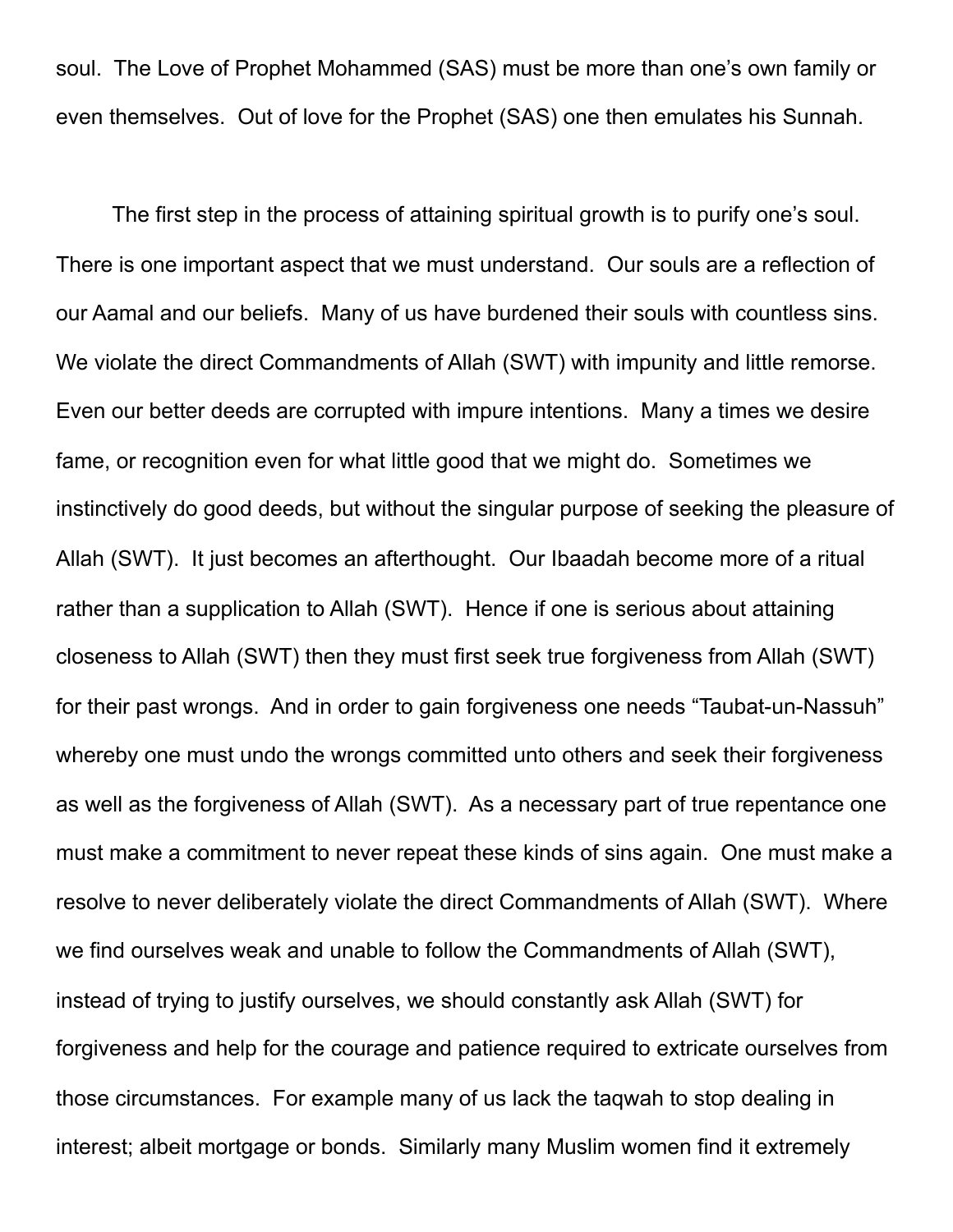soul. The Love of Prophet Mohammed (SAS) must be more than one's own family or even themselves. Out of love for the Prophet (SAS) one then emulates his Sunnah.

The first step in the process of attaining spiritual growth is to purify one's soul. There is one important aspect that we must understand. Our souls are a reflection of our Aamal and our beliefs. Many of us have burdened their souls with countless sins. We violate the direct Commandments of Allah (SWT) with impunity and little remorse. Even our better deeds are corrupted with impure intentions. Many a times we desire fame, or recognition even for what little good that we might do. Sometimes we instinctively do good deeds, but without the singular purpose of seeking the pleasure of Allah (SWT). It just becomes an afterthought. Our Ibaadah become more of a ritual rather than a supplication to Allah (SWT). Hence if one is serious about attaining closeness to Allah (SWT) then they must first seek true forgiveness from Allah (SWT) for their past wrongs. And in order to gain forgiveness one needs "Taubat-un-Nassuh" whereby one must undo the wrongs committed unto others and seek their forgiveness as well as the forgiveness of Allah (SWT). As a necessary part of true repentance one must make a commitment to never repeat these kinds of sins again. One must make a resolve to never deliberately violate the direct Commandments of Allah (SWT). Where we find ourselves weak and unable to follow the Commandments of Allah (SWT), instead of trying to justify ourselves, we should constantly ask Allah (SWT) for forgiveness and help for the courage and patience required to extricate ourselves from those circumstances. For example many of us lack the taqwah to stop dealing in interest; albeit mortgage or bonds. Similarly many Muslim women find it extremely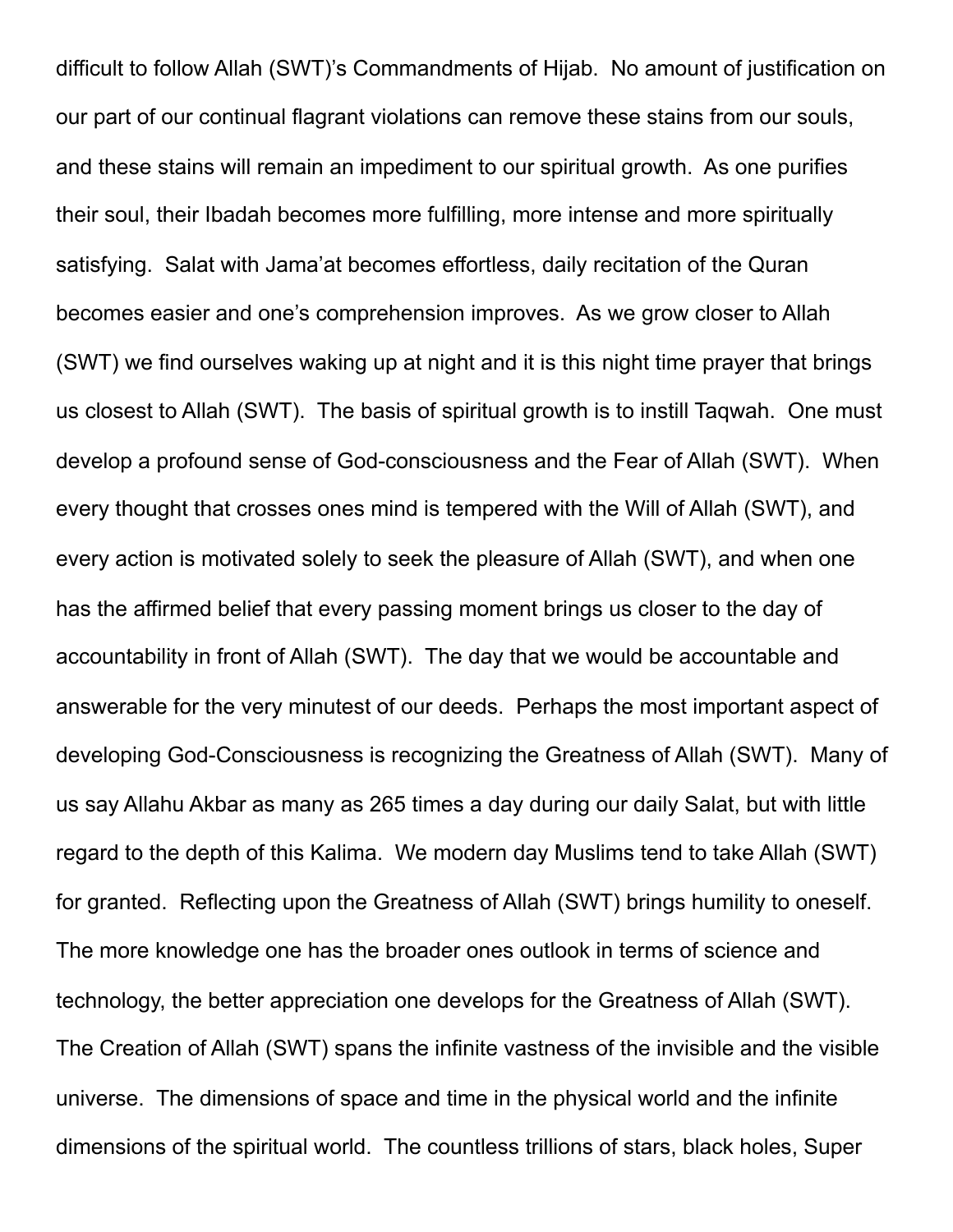difficult to follow Allah (SWT)'s Commandments of Hijab. No amount of justification on our part of our continual flagrant violations can remove these stains from our souls, and these stains will remain an impediment to our spiritual growth. As one purifies their soul, their Ibadah becomes more fulfilling, more intense and more spiritually satisfying. Salat with Jama'at becomes effortless, daily recitation of the Quran becomes easier and one's comprehension improves. As we grow closer to Allah (SWT) we find ourselves waking up at night and it is this night time prayer that brings us closest to Allah (SWT). The basis of spiritual growth is to instill Taqwah. One must develop a profound sense of God-consciousness and the Fear of Allah (SWT). When every thought that crosses ones mind is tempered with the Will of Allah (SWT), and every action is motivated solely to seek the pleasure of Allah (SWT), and when one has the affirmed belief that every passing moment brings us closer to the day of accountability in front of Allah (SWT). The day that we would be accountable and answerable for the very minutest of our deeds. Perhaps the most important aspect of developing God-Consciousness is recognizing the Greatness of Allah (SWT). Many of us say Allahu Akbar as many as 265 times a day during our daily Salat, but with little regard to the depth of this Kalima. We modern day Muslims tend to take Allah (SWT) for granted. Reflecting upon the Greatness of Allah (SWT) brings humility to oneself. The more knowledge one has the broader ones outlook in terms of science and technology, the better appreciation one develops for the Greatness of Allah (SWT). The Creation of Allah (SWT) spans the infinite vastness of the invisible and the visible universe. The dimensions of space and time in the physical world and the infinite dimensions of the spiritual world. The countless trillions of stars, black holes, Super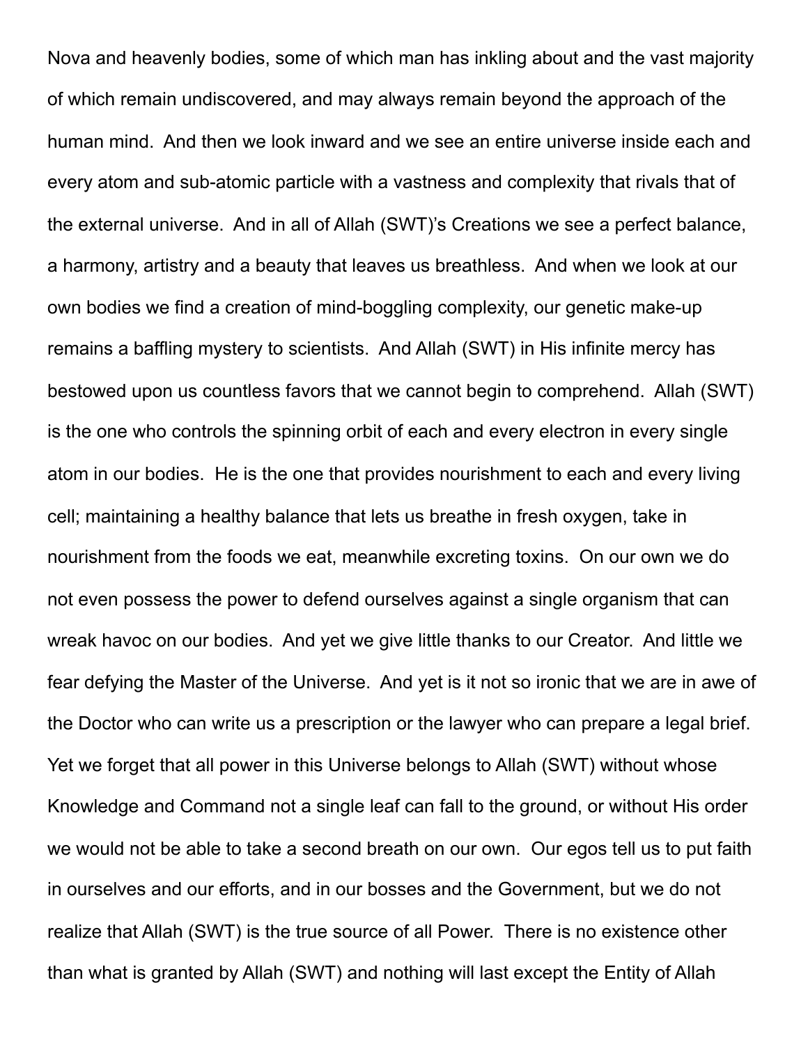Nova and heavenly bodies, some of which man has inkling about and the vast majority of which remain undiscovered, and may always remain beyond the approach of the human mind. And then we look inward and we see an entire universe inside each and every atom and sub-atomic particle with a vastness and complexity that rivals that of the external universe. And in all of Allah (SWT)'s Creations we see a perfect balance, a harmony, artistry and a beauty that leaves us breathless. And when we look at our own bodies we find a creation of mind-boggling complexity, our genetic make-up remains a baffling mystery to scientists. And Allah (SWT) in His infinite mercy has bestowed upon us countless favors that we cannot begin to comprehend. Allah (SWT) is the one who controls the spinning orbit of each and every electron in every single atom in our bodies. He is the one that provides nourishment to each and every living cell; maintaining a healthy balance that lets us breathe in fresh oxygen, take in nourishment from the foods we eat, meanwhile excreting toxins. On our own we do not even possess the power to defend ourselves against a single organism that can wreak havoc on our bodies. And yet we give little thanks to our Creator. And little we fear defying the Master of the Universe. And yet is it not so ironic that we are in awe of the Doctor who can write us a prescription or the lawyer who can prepare a legal brief. Yet we forget that all power in this Universe belongs to Allah (SWT) without whose Knowledge and Command not a single leaf can fall to the ground, or without His order we would not be able to take a second breath on our own. Our egos tell us to put faith in ourselves and our efforts, and in our bosses and the Government, but we do not realize that Allah (SWT) is the true source of all Power. There is no existence other than what is granted by Allah (SWT) and nothing will last except the Entity of Allah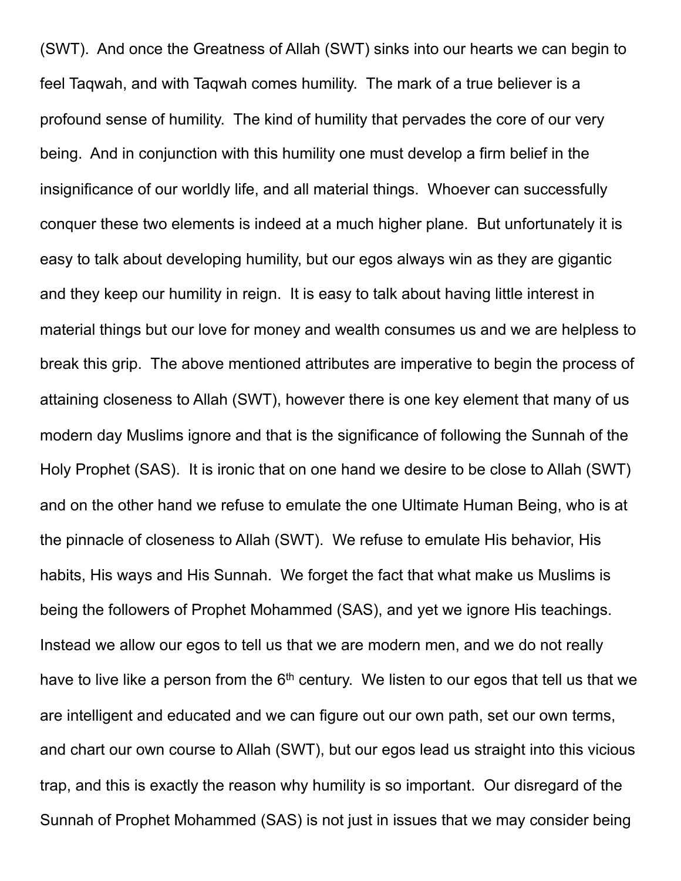(SWT). And once the Greatness of Allah (SWT) sinks into our hearts we can begin to feel Taqwah, and with Taqwah comes humility. The mark of a true believer is a profound sense of humility. The kind of humility that pervades the core of our very being. And in conjunction with this humility one must develop a firm belief in the insignificance of our worldly life, and all material things. Whoever can successfully conquer these two elements is indeed at a much higher plane. But unfortunately it is easy to talk about developing humility, but our egos always win as they are gigantic and they keep our humility in reign. It is easy to talk about having little interest in material things but our love for money and wealth consumes us and we are helpless to break this grip. The above mentioned attributes are imperative to begin the process of attaining closeness to Allah (SWT), however there is one key element that many of us modern day Muslims ignore and that is the significance of following the Sunnah of the Holy Prophet (SAS). It is ironic that on one hand we desire to be close to Allah (SWT) and on the other hand we refuse to emulate the one Ultimate Human Being, who is at the pinnacle of closeness to Allah (SWT). We refuse to emulate His behavior, His habits, His ways and His Sunnah. We forget the fact that what make us Muslims is being the followers of Prophet Mohammed (SAS), and yet we ignore His teachings. Instead we allow our egos to tell us that we are modern men, and we do not really have to live like a person from the 6th century. We listen to our egos that tell us that we are intelligent and educated and we can figure out our own path, set our own terms, and chart our own course to Allah (SWT), but our egos lead us straight into this vicious trap, and this is exactly the reason why humility is so important. Our disregard of the Sunnah of Prophet Mohammed (SAS) is not just in issues that we may consider being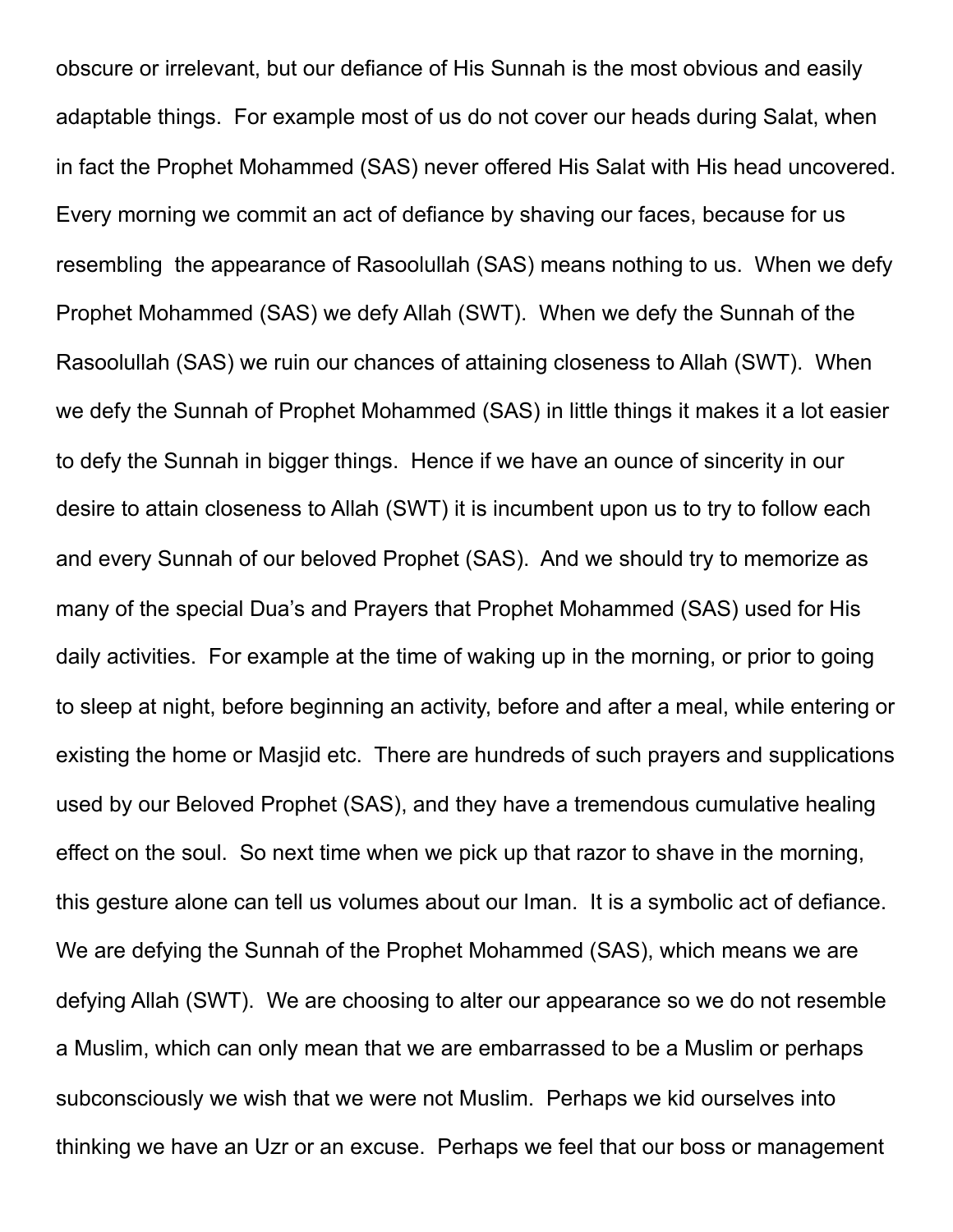obscure or irrelevant, but our defiance of His Sunnah is the most obvious and easily adaptable things. For example most of us do not cover our heads during Salat, when in fact the Prophet Mohammed (SAS) never offered His Salat with His head uncovered. Every morning we commit an act of defiance by shaving our faces, because for us resembling the appearance of Rasoolullah (SAS) means nothing to us. When we defy Prophet Mohammed (SAS) we defy Allah (SWT). When we defy the Sunnah of the Rasoolullah (SAS) we ruin our chances of attaining closeness to Allah (SWT). When we defy the Sunnah of Prophet Mohammed (SAS) in little things it makes it a lot easier to defy the Sunnah in bigger things. Hence if we have an ounce of sincerity in our desire to attain closeness to Allah (SWT) it is incumbent upon us to try to follow each and every Sunnah of our beloved Prophet (SAS). And we should try to memorize as many of the special Dua's and Prayers that Prophet Mohammed (SAS) used for His daily activities. For example at the time of waking up in the morning, or prior to going to sleep at night, before beginning an activity, before and after a meal, while entering or existing the home or Masjid etc. There are hundreds of such prayers and supplications used by our Beloved Prophet (SAS), and they have a tremendous cumulative healing effect on the soul. So next time when we pick up that razor to shave in the morning, this gesture alone can tell us volumes about our Iman. It is a symbolic act of defiance. We are defying the Sunnah of the Prophet Mohammed (SAS), which means we are defying Allah (SWT). We are choosing to alter our appearance so we do not resemble a Muslim, which can only mean that we are embarrassed to be a Muslim or perhaps subconsciously we wish that we were not Muslim. Perhaps we kid ourselves into thinking we have an Uzr or an excuse. Perhaps we feel that our boss or management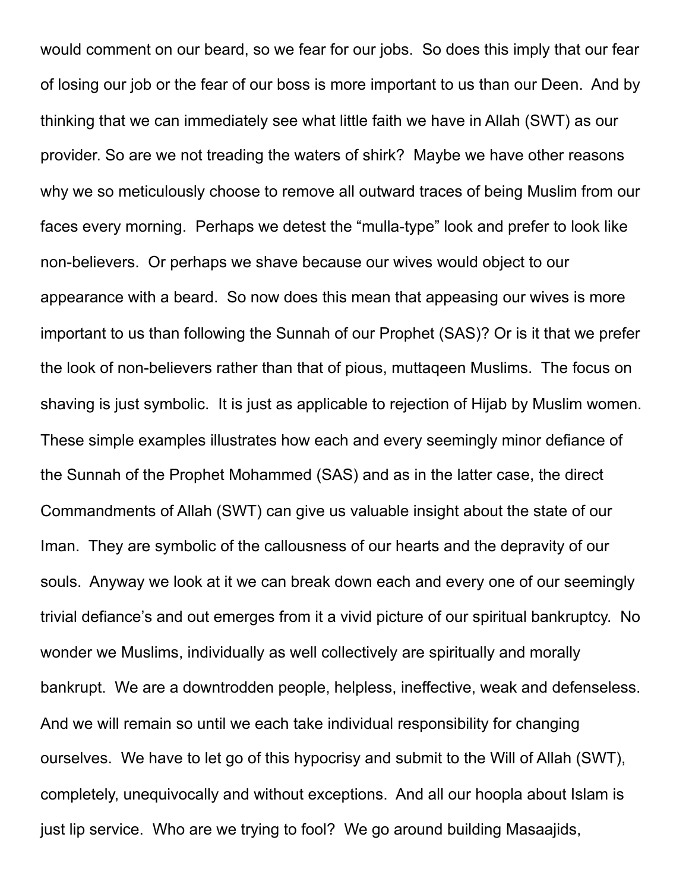would comment on our beard, so we fear for our jobs. So does this imply that our fear of losing our job or the fear of our boss is more important to us than our Deen. And by thinking that we can immediately see what little faith we have in Allah (SWT) as our provider. So are we not treading the waters of shirk? Maybe we have other reasons why we so meticulously choose to remove all outward traces of being Muslim from our faces every morning. Perhaps we detest the "mulla-type" look and prefer to look like non-believers. Or perhaps we shave because our wives would object to our appearance with a beard. So now does this mean that appeasing our wives is more important to us than following the Sunnah of our Prophet (SAS)? Or is it that we prefer the look of non-believers rather than that of pious, muttaqeen Muslims. The focus on shaving is just symbolic. It is just as applicable to rejection of Hijab by Muslim women. These simple examples illustrates how each and every seemingly minor defiance of the Sunnah of the Prophet Mohammed (SAS) and as in the latter case, the direct Commandments of Allah (SWT) can give us valuable insight about the state of our Iman. They are symbolic of the callousness of our hearts and the depravity of our souls. Anyway we look at it we can break down each and every one of our seemingly trivial defiance's and out emerges from it a vivid picture of our spiritual bankruptcy. No wonder we Muslims, individually as well collectively are spiritually and morally bankrupt. We are a downtrodden people, helpless, ineffective, weak and defenseless. And we will remain so until we each take individual responsibility for changing ourselves. We have to let go of this hypocrisy and submit to the Will of Allah (SWT), completely, unequivocally and without exceptions. And all our hoopla about Islam is just lip service. Who are we trying to fool? We go around building Masaajids,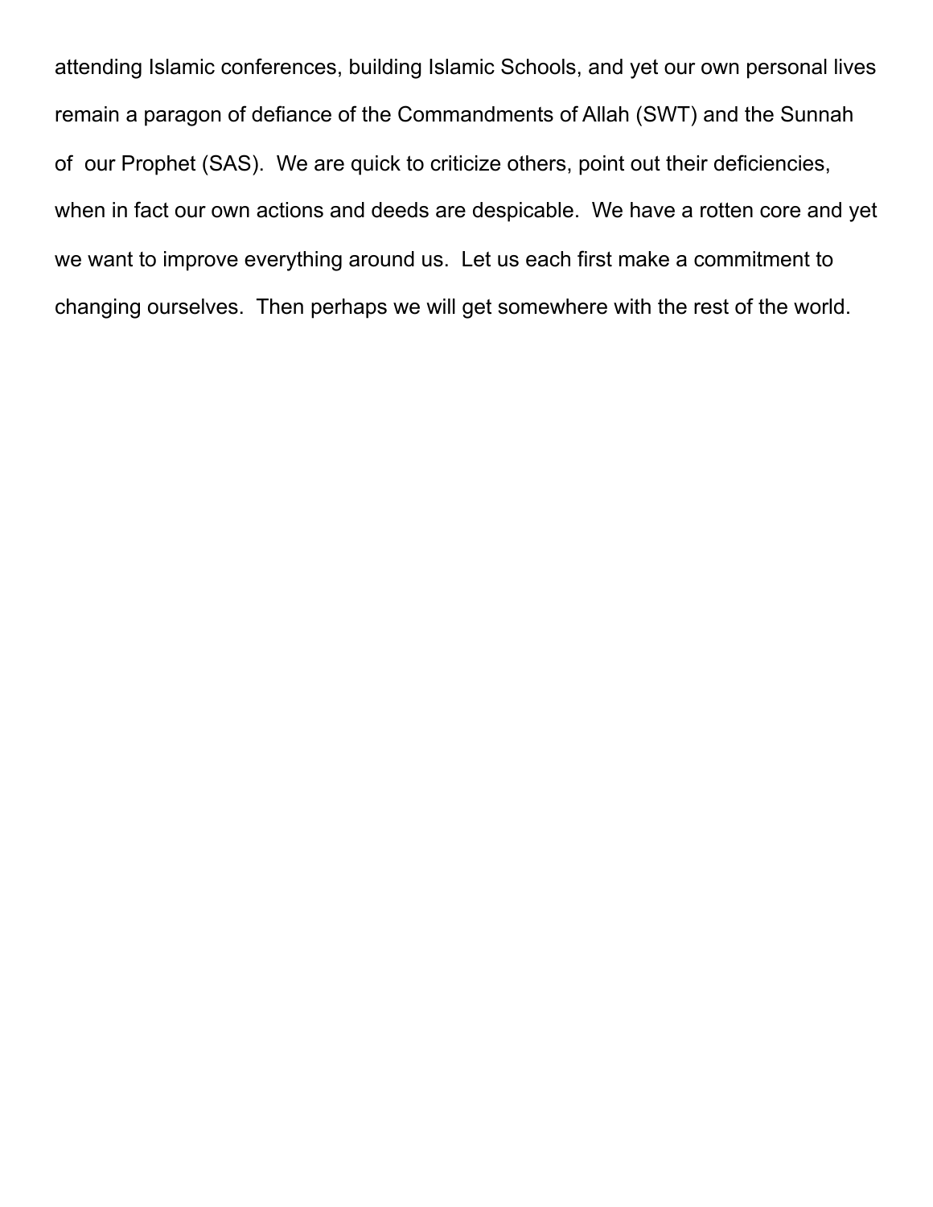attending Islamic conferences, building Islamic Schools, and yet our own personal lives remain a paragon of defiance of the Commandments of Allah (SWT) and the Sunnah of our Prophet (SAS). We are quick to criticize others, point out their deficiencies, when in fact our own actions and deeds are despicable. We have a rotten core and yet we want to improve everything around us. Let us each first make a commitment to changing ourselves. Then perhaps we will get somewhere with the rest of the world.